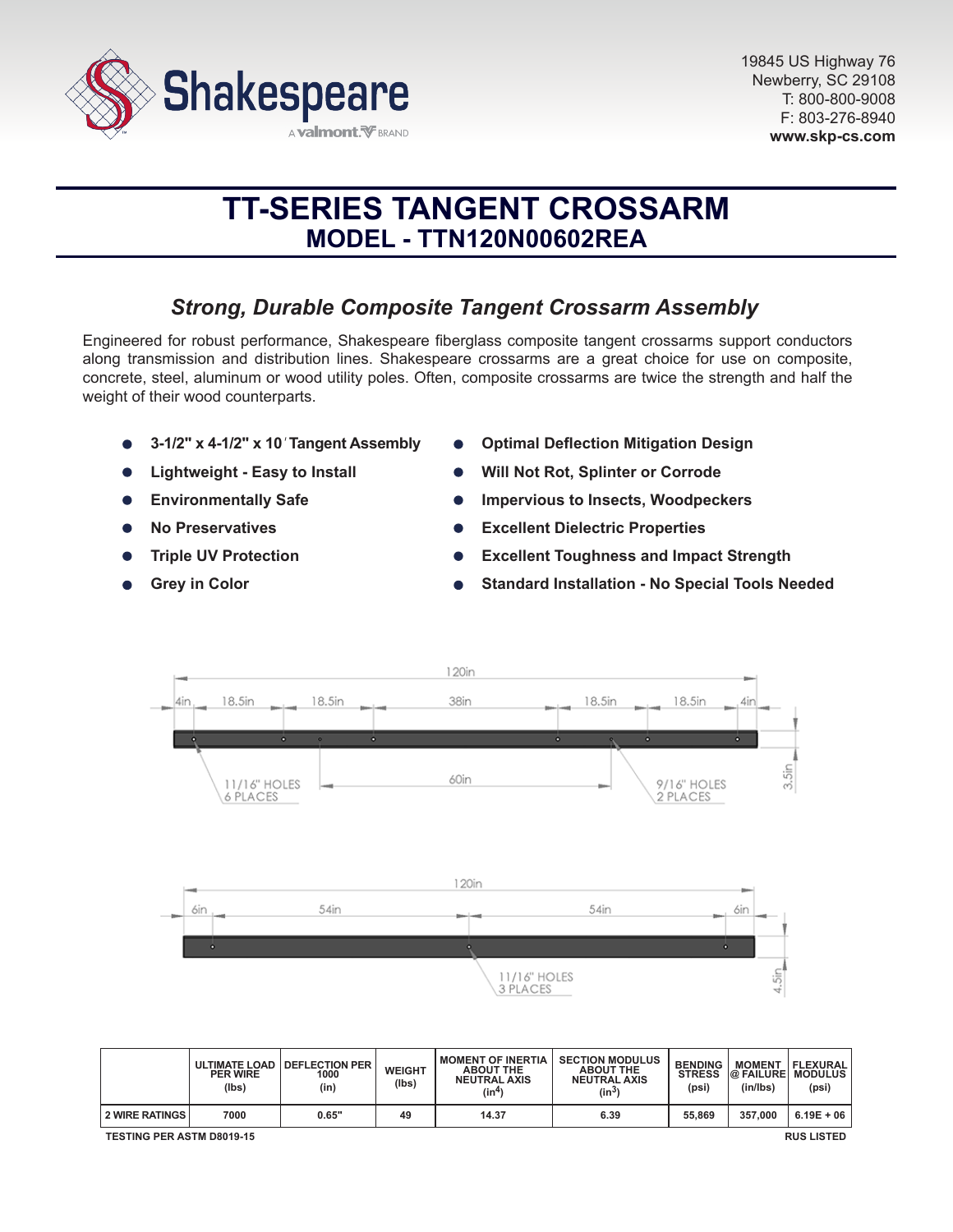Shakespeare

A valmont BRAND

19845 US Highway 76
Newberry, SC 29108
T: 800-800-9008
F: 803-276-8940
**www.skp-cs.com**

# TT-SERIES TANGENT CROSSARM
## MODEL - TTN120N00602REA

### *Strong, Durable Composite Tangent Crossarm Assembly*

Engineered for robust performance, Shakespeare fiberglass composite tangent crossarms support conductors along transmission and distribution lines. Shakespeare crossarms are a great choice for use on composite, concrete, steel, aluminum or wood utility poles. Often, composite crossarms are twice the strength and half the weight of their wood counterparts.

- **3-1/2" x 4-1/2" x 10′ Tangent Assembly**
- **Lightweight - Easy to Install**
- **Environmentally Safe**
- **No Preservatives**
- **Triple UV Protection**
- **Grey in Color**
- **Optimal Deflection Mitigation Design**
- **Will Not Rot, Splinter or Corrode**
- **Impervious to Insects, Woodpeckers**
- **Excellent Dielectric Properties**
- **Excellent Toughness and Impact Strength**
- **Standard Installation - No Special Tools Needed**

120in; 4in, 18.5in, 18.5in, 38in, 18.5in, 18.5in, 4in; 60in; 3.5in
11/16" HOLES 6 PLACES
9/16" HOLES 2 PLACES

120in; 6in, 54in, 54in, 6in; 4.5in
11/16" HOLES 3 PLACES

| | ULTIMATE LOAD PER WIRE (lbs) | DEFLECTION PER 1000 (in) | WEIGHT (lbs) | MOMENT OF INERTIA ABOUT THE NEUTRAL AXIS ($in^4$) | SECTION MODULUS ABOUT THE NEUTRAL AXIS ($in^3$) | BENDING STRESS (psi) | MOMENT @ FAILURE (in/lbs) | FLEXURAL MODULUS (psi) |
|---|---|---|---|---|---|---|---|---|
| 2 WIRE RATINGS | 7000 | 0.65" | 49 | 14.37 | 6.39 | 55,869 | 357,000 | 6.19E + 06 |

TESTING PER ASTM D8019-15

RUS LISTED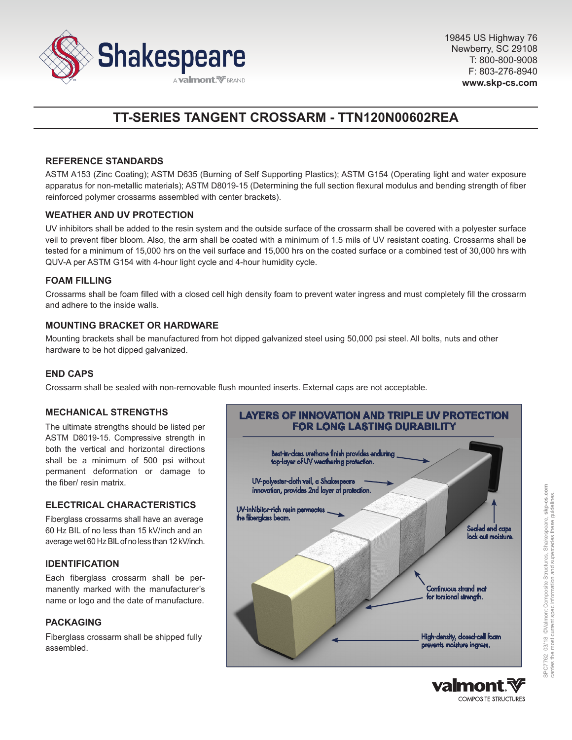19845 US Highway 76
Newberry, SC 29108
T: 800-800-9008
F: 803-276-8940
**www.skp-cs.com**

# TT-SERIES TANGENT CROSSARM - TTN120N00602REA

## REFERENCE STANDARDS

ASTM A153 (Zinc Coating); ASTM D635 (Burning of Self Supporting Plastics); ASTM G154 (Operating light and water exposure apparatus for non-metallic materials); ASTM D8019-15 (Determining the full section flexural modulus and bending strength of fiber reinforced polymer crossarms assembled with center brackets).

## WEATHER AND UV PROTECTION

UV inhibitors shall be added to the resin system and the outside surface of the crossarm shall be covered with a polyester surface veil to prevent fiber bloom. Also, the arm shall be coated with a minimum of 1.5 mils of UV resistant coating. Crossarms shall be tested for a minimum of 15,000 hrs on the veil surface and 15,000 hrs on the coated surface or a combined test of 30,000 hrs with QUV-A per ASTM G154 with 4-hour light cycle and 4-hour humidity cycle.

## FOAM FILLING

Crossarms shall be foam filled with a closed cell high density foam to prevent water ingress and must completely fill the crossarm and adhere to the inside walls.

## MOUNTING BRACKET OR HARDWARE

Mounting brackets shall be manufactured from hot dipped galvanized steel using 50,000 psi steel. All bolts, nuts and other hardware to be hot dipped galvanized.

## END CAPS

Crossarm shall be sealed with non-removable flush mounted inserts. External caps are not acceptable.

## MECHANICAL STRENGTHS

The ultimate strengths should be listed per ASTM D8019-15. Compressive strength in both the vertical and horizontal directions shall be a minimum of 500 psi without permanent deformation or damage to the fiber/ resin matrix.

## ELECTRICAL CHARACTERISTICS

Fiberglass crossarms shall have an average 60 Hz BIL of no less than 15 kV/inch and an average wet 60 Hz BIL of no less than 12 kV/inch.

## IDENTIFICATION

Each fiberglass crossarm shall be permanently marked with the manufacturer's name or logo and the date of manufacture.

## PACKAGING

Fiberglass crossarm shall be shipped fully assembled.

LAYERS OF INNOVATION AND TRIPLE UV PROTECTION FOR LONG LASTING DURABILITY

Best-in-class urethane finish provides enduring top-layer of UV weathering protection.

UV-polyester-cloth veil, a Shakespeare innovation, provides 2nd layer of protection.

UV-inhibitor-rich resin permeates the fiberglass beam.

Sealed end caps lock out moisture.

Continuous strand mat for torsional strength.

High-density, closed-cell foam prevents moisture ingress.

SPC7762 03/18 ©Valmont Composite Structures, Shakespeare, **skp-cs.com** carries the most current spec information and supercedes these guidelines.